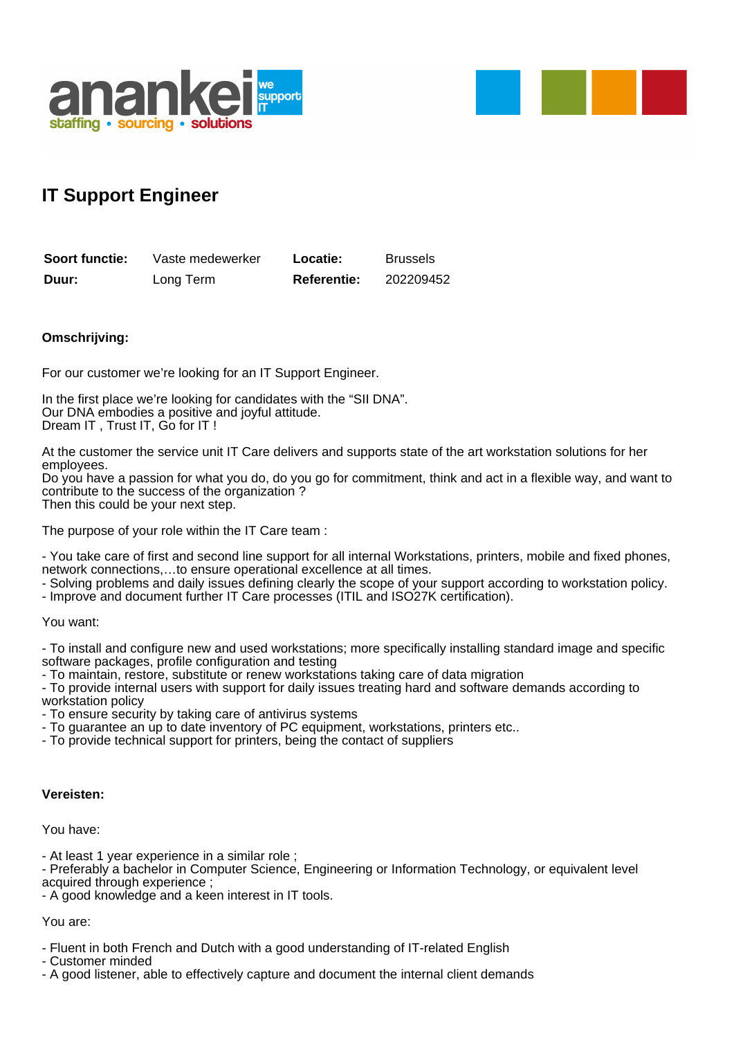# IT Support Engineer

| **Soort functie:** | Vaste medewerker | **Locatie:** | Brussels |
|---|---|---|---|
| **Duur:** | Long Term | **Referentie:** | 202209452 |

**Omschrijving:**

For our customer we're looking for an IT Support Engineer.

In the first place we're looking for candidates with the "SII DNA".
Our DNA embodies a positive and joyful attitude.
Dream IT , Trust IT, Go for IT !

At the customer the service unit IT Care delivers and supports state of the art workstation solutions for her employees.
Do you have a passion for what you do, do you go for commitment, think and act in a flexible way, and want to contribute to the success of the organization ?
Then this could be your next step.

The purpose of your role within the IT Care team :

- You take care of first and second line support for all internal Workstations, printers, mobile and fixed phones, network connections,…to ensure operational excellence at all times.
- Solving problems and daily issues defining clearly the scope of your support according to workstation policy.
- Improve and document further IT Care processes (ITIL and ISO27K certification).

You want:

- To install and configure new and used workstations; more specifically installing standard image and specific software packages, profile configuration and testing
- To maintain, restore, substitute or renew workstations taking care of data migration
- To provide internal users with support for daily issues treating hard and software demands according to workstation policy
- To ensure security by taking care of antivirus systems
- To guarantee an up to date inventory of PC equipment, workstations, printers etc..
- To provide technical support for printers, being the contact of suppliers

**Vereisten:**

You have:

- At least 1 year experience in a similar role ;
- Preferably a bachelor in Computer Science, Engineering or Information Technology, or equivalent level acquired through experience ;
- A good knowledge and a keen interest in IT tools.

You are:

- Fluent in both French and Dutch with a good understanding of IT-related English
- Customer minded
- A good listener, able to effectively capture and document the internal client demands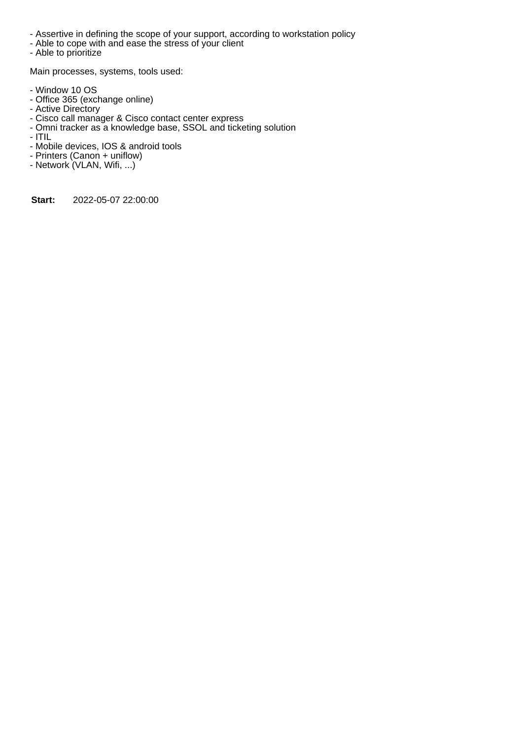- Assertive in defining the scope of your support, according to workstation policy
- Able to cope with and ease the stress of your client
- Able to prioritize

Main processes, systems, tools used:

- Window 10 OS
- Office 365 (exchange online)
- Active Directory
- Cisco call manager & Cisco contact center express
- Omni tracker as a knowledge base, SSOL and ticketing solution
- ITIL
- Mobile devices, IOS & android tools
- Printers (Canon + uniflow)
- Network (VLAN, Wifi, ...)

**Start:** 2022-05-07 22:00:00